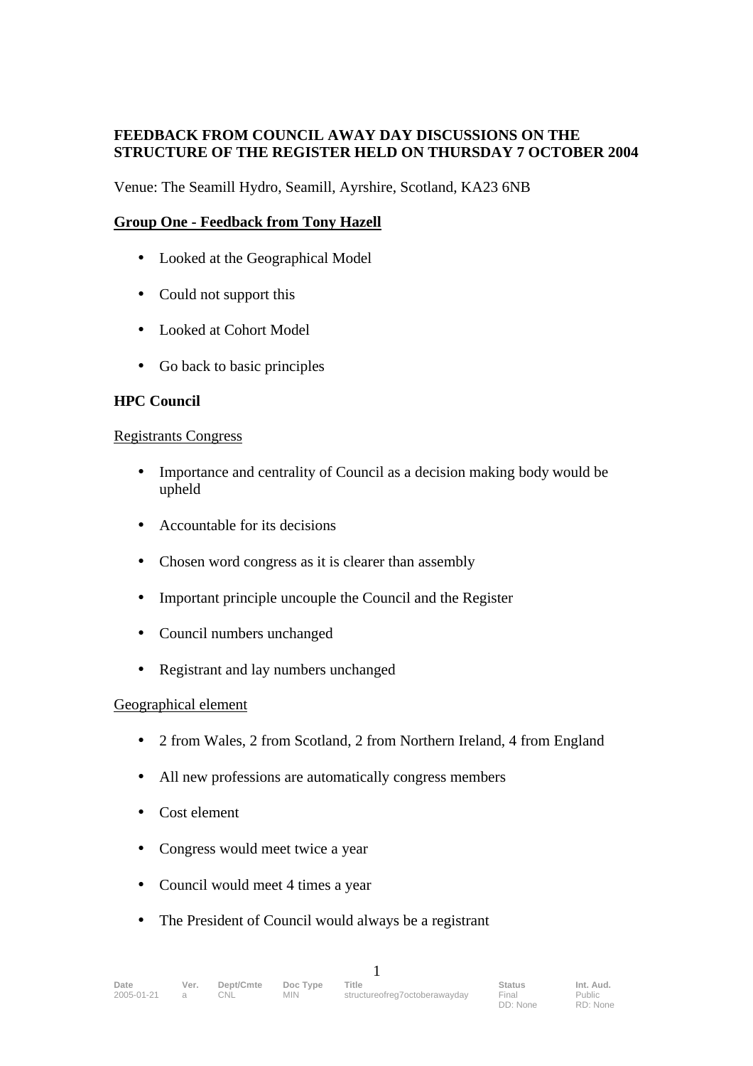**FEEDBACK FROM COUNCIL AWAY DAY DISCUSSIONS ON THE STRUCTURE OF THE REGISTER HELD ON THURSDAY 7 OCTOBER 2004**

Venue: The Seamill Hydro, Seamill, Ayrshire, Scotland, KA23 6NB

**Group One - Feedback from Tony Hazell**

- Looked at the Geographical Model
- Could not support this
- Looked at Cohort Model
- Go back to basic principles

**HPC Council**

Registrants Congress

- Importance and centrality of Council as a decision making body would be upheld
- Accountable for its decisions
- Chosen word congress as it is clearer than assembly
- Important principle uncouple the Council and the Register
- Council numbers unchanged
- Registrant and lay numbers unchanged

Geographical element

- 2 from Wales, 2 from Scotland, 2 from Northern Ireland, 4 from England
- All new professions are automatically congress members
- Cost element
- Congress would meet twice a year
- Council would meet 4 times a year
- The President of Council would always be a registrant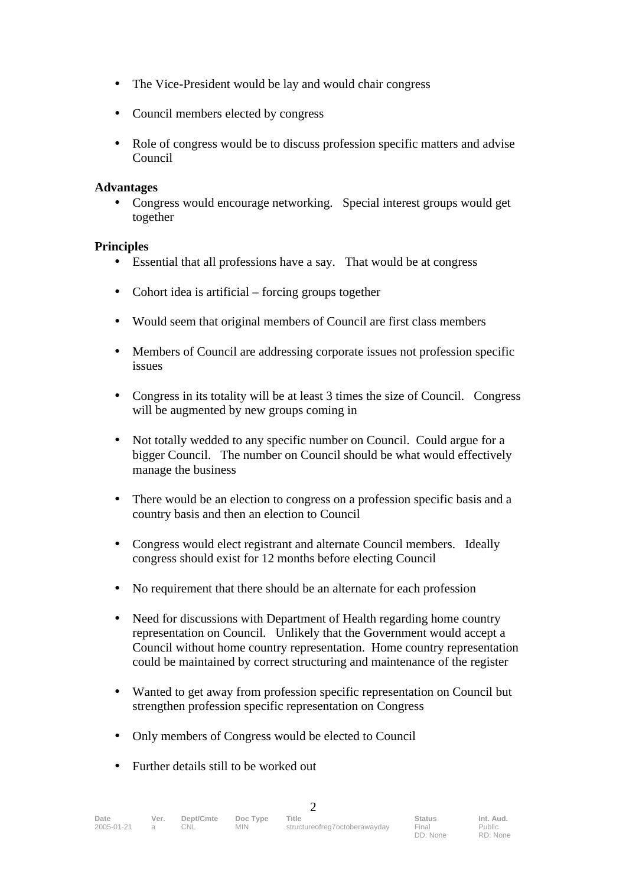- The Vice-President would be lay and would chair congress
- Council members elected by congress
- Role of congress would be to discuss profession specific matters and advise Council

**Advantages**

- Congress would encourage networking. Special interest groups would get together

**Principles**

- Essential that all professions have a say. That would be at congress
- Cohort idea is artificial – forcing groups together
- Would seem that original members of Council are first class members
- Members of Council are addressing corporate issues not profession specific issues
- Congress in its totality will be at least 3 times the size of Council. Congress will be augmented by new groups coming in
- Not totally wedded to any specific number on Council. Could argue for a bigger Council. The number on Council should be what would effectively manage the business
- There would be an election to congress on a profession specific basis and a country basis and then an election to Council
- Congress would elect registrant and alternate Council members. Ideally congress should exist for 12 months before electing Council
- No requirement that there should be an alternate for each profession
- Need for discussions with Department of Health regarding home country representation on Council. Unlikely that the Government would accept a Council without home country representation. Home country representation could be maintained by correct structuring and maintenance of the register
- Wanted to get away from profession specific representation on Council but strengthen profession specific representation on Congress
- Only members of Congress would be elected to Council
- Further details still to be worked out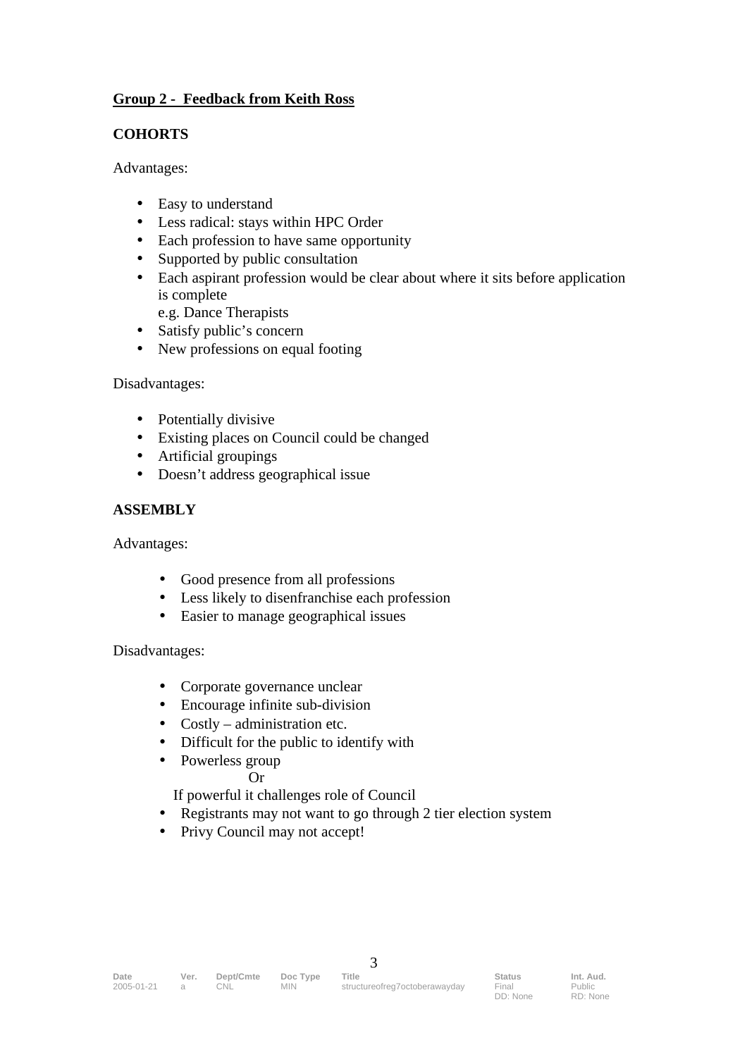**Group 2 - Feedback from Keith Ross**

**COHORTS**

Advantages:

- Easy to understand
- Less radical: stays within HPC Order
- Each profession to have same opportunity
- Supported by public consultation
- Each aspirant profession would be clear about where it sits before application is complete
  e.g. Dance Therapists
- Satisfy public's concern
- New professions on equal footing

Disadvantages:

- Potentially divisive
- Existing places on Council could be changed
- Artificial groupings
- Doesn't address geographical issue

**ASSEMBLY**

Advantages:

- Good presence from all professions
- Less likely to disenfranchise each profession
- Easier to manage geographical issues

Disadvantages:

- Corporate governance unclear
- Encourage infinite sub-division
- Costly – administration etc.
- Difficult for the public to identify with
- Powerless group
  Or
  If powerful it challenges role of Council
- Registrants may not want to go through 2 tier election system
- Privy Council may not accept!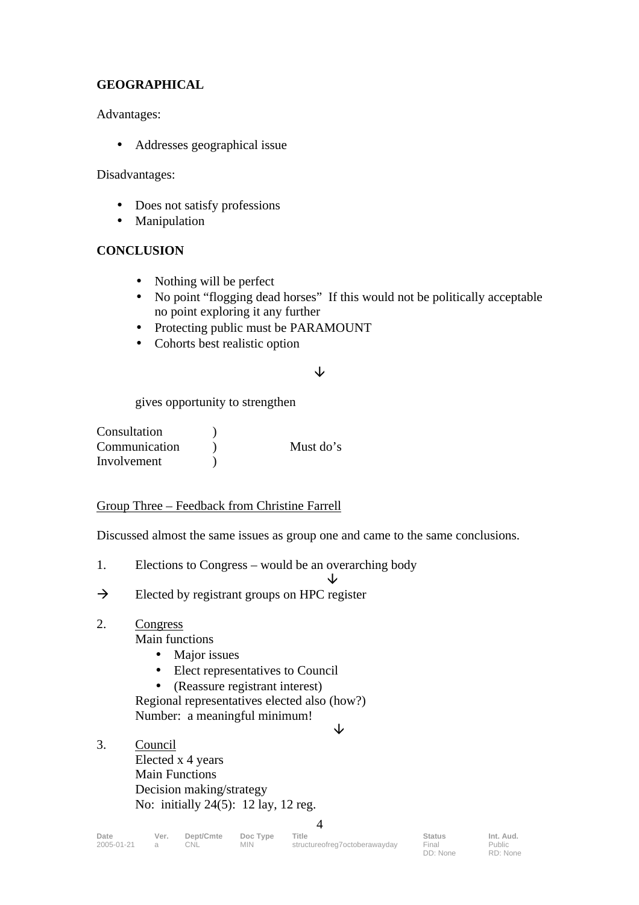**GEOGRAPHICAL**

Advantages:

- Addresses geographical issue

Disadvantages:

- Does not satisfy professions
- Manipulation

**CONCLUSION**

- Nothing will be perfect
- No point "flogging dead horses" If this would not be politically acceptable no point exploring it any further
- Protecting public must be PARAMOUNT
- Cohorts best realistic option

↓

gives opportunity to strengthen

Consultation )
Communication ) Must do's
Involvement )

Group Three – Feedback from Christine Farrell

Discussed almost the same issues as group one and came to the same conclusions.

1. Elections to Congress – would be an overarching body

↓

→ Elected by registrant groups on HPC register

2. Congress
   Main functions
   - Major issues
   - Elect representatives to Council
   - (Reassure registrant interest)

   Regional representatives elected also (how?)
   Number: a meaningful minimum!

↓

3. Council
   Elected x 4 years
   Main Functions
   Decision making/strategy
   No: initially 24(5): 12 lay, 12 reg.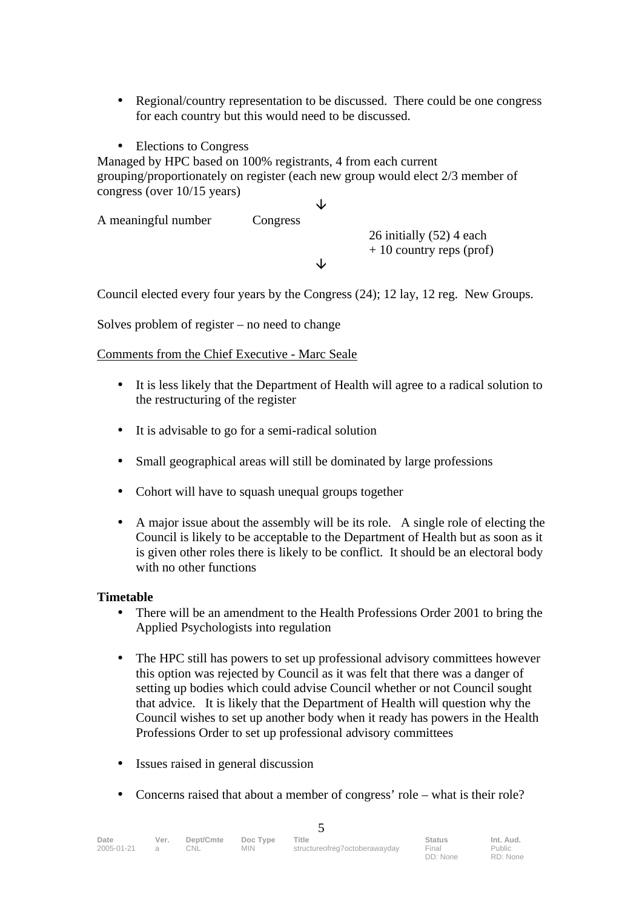- Regional/country representation to be discussed. There could be one congress for each country but this would need to be discussed.

- Elections to Congress

Managed by HPC based on 100% registrants, 4 from each current grouping/proportionately on register (each new group would elect 2/3 member of congress (over 10/15 years)

↓

A meaningful number Congress

26 initially (52) 4 each
+ 10 country reps (prof)

↓

Council elected every four years by the Congress (24); 12 lay, 12 reg. New Groups.

Solves problem of register – no need to change

Comments from the Chief Executive - Marc Seale

- It is less likely that the Department of Health will agree to a radical solution to the restructuring of the register

- It is advisable to go for a semi-radical solution

- Small geographical areas will still be dominated by large professions

- Cohort will have to squash unequal groups together

- A major issue about the assembly will be its role. A single role of electing the Council is likely to be acceptable to the Department of Health but as soon as it is given other roles there is likely to be conflict. It should be an electoral body with no other functions

**Timetable**

- There will be an amendment to the Health Professions Order 2001 to bring the Applied Psychologists into regulation

- The HPC still has powers to set up professional advisory committees however this option was rejected by Council as it was felt that there was a danger of setting up bodies which could advise Council whether or not Council sought that advice. It is likely that the Department of Health will question why the Council wishes to set up another body when it ready has powers in the Health Professions Order to set up professional advisory committees

- Issues raised in general discussion

- Concerns raised that about a member of congress' role – what is their role?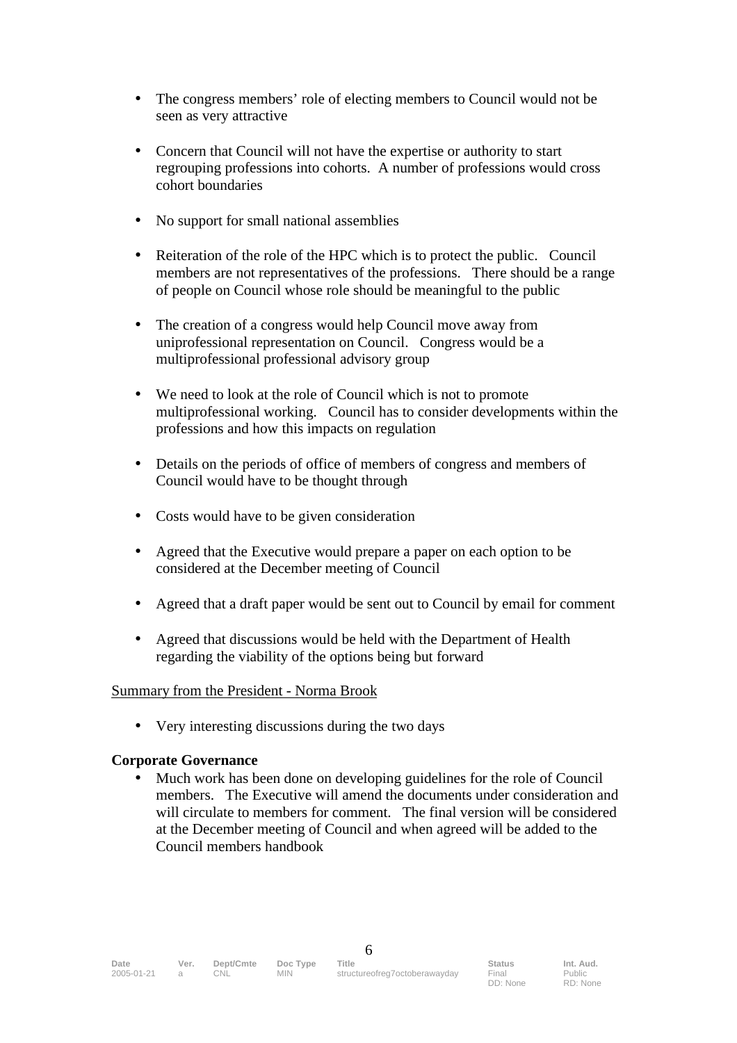- The congress members' role of electing members to Council would not be seen as very attractive

- Concern that Council will not have the expertise or authority to start regrouping professions into cohorts. A number of professions would cross cohort boundaries

- No support for small national assemblies

- Reiteration of the role of the HPC which is to protect the public. Council members are not representatives of the professions. There should be a range of people on Council whose role should be meaningful to the public

- The creation of a congress would help Council move away from uniprofessional representation on Council. Congress would be a multiprofessional professional advisory group

- We need to look at the role of Council which is not to promote multiprofessional working. Council has to consider developments within the professions and how this impacts on regulation

- Details on the periods of office of members of congress and members of Council would have to be thought through

- Costs would have to be given consideration

- Agreed that the Executive would prepare a paper on each option to be considered at the December meeting of Council

- Agreed that a draft paper would be sent out to Council by email for comment

- Agreed that discussions would be held with the Department of Health regarding the viability of the options being but forward

<u>Summary from the President - Norma Brook</u>

- Very interesting discussions during the two days

**Corporate Governance**

- Much work has been done on developing guidelines for the role of Council members. The Executive will amend the documents under consideration and will circulate to members for comment. The final version will be considered at the December meeting of Council and when agreed will be added to the Council members handbook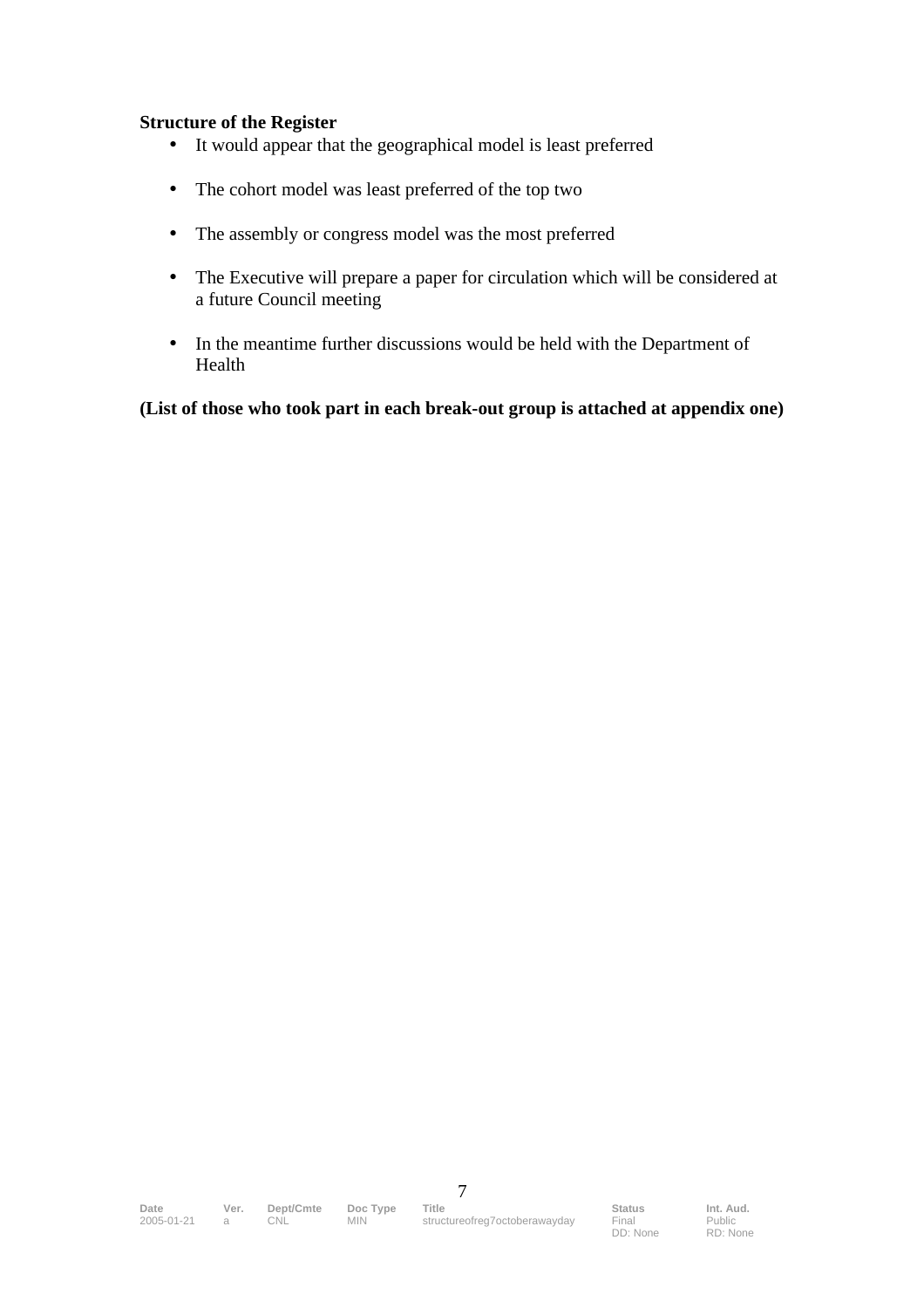**Structure of the Register**

- It would appear that the geographical model is least preferred
- The cohort model was least preferred of the top two
- The assembly or congress model was the most preferred
- The Executive will prepare a paper for circulation which will be considered at a future Council meeting
- In the meantime further discussions would be held with the Department of Health

**(List of those who took part in each break-out group is attached at appendix one)**